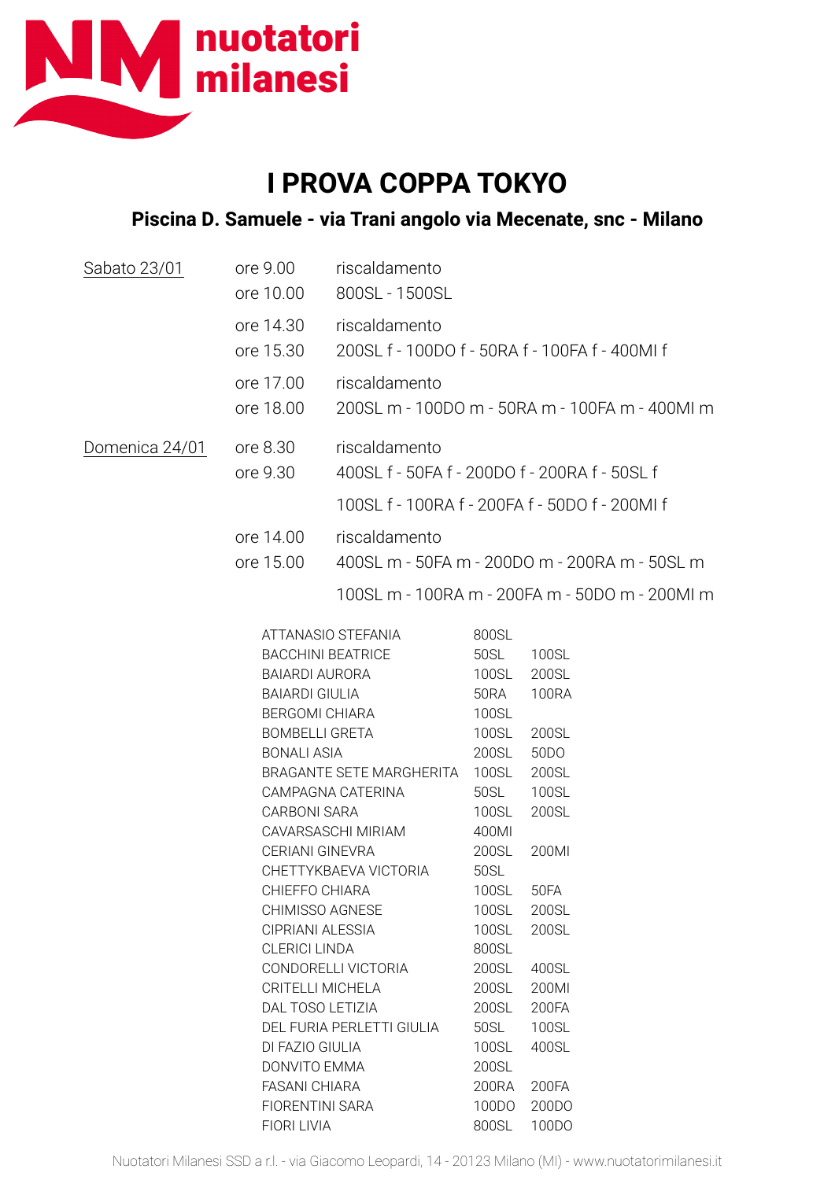nuotatori milanesi

# I PROVA COPPA TOKYO

## Piscina D. Samuele - via Trani angolo via Mecenate, snc - Milano

| | | |
|---|---|---|
| Sabato 23/01 | ore 9.00 | riscaldamento |
| | ore 10.00 | 800SL - 1500SL |
| | ore 14.30 | riscaldamento |
| | ore 15.30 | 200SL f - 100DO f - 50RA f - 100FA f - 400MI f |
| | ore 17.00 | riscaldamento |
| | ore 18.00 | 200SL m - 100DO m - 50RA m - 100FA m - 400MI m |
| Domenica 24/01 | ore 8.30 | riscaldamento |
| | ore 9.30 | 400SL f - 50FA f - 200DO f - 200RA f - 50SL f |
| | | 100SL f - 100RA f - 200FA f - 50DO f - 200MI f |
| | ore 14.00 | riscaldamento |
| | ore 15.00 | 400SL m - 50FA m - 200DO m - 200RA m - 50SL m |
| | | 100SL m - 100RA m - 200FA m - 50DO m - 200MI m |

| | | |
|---|---|---|
| ATTANASIO STEFANIA | 800SL | |
| BACCHINI BEATRICE | 50SL | 100SL |
| BAIARDI AURORA | 100SL | 200SL |
| BAIARDI GIULIA | 50RA | 100RA |
| BERGOMI CHIARA | 100SL | |
| BOMBELLI GRETA | 100SL | 200SL |
| BONALI ASIA | 200SL | 50DO |
| BRAGANTE SETE MARGHERITA | 100SL | 200SL |
| CAMPAGNA CATERINA | 50SL | 100SL |
| CARBONI SARA | 100SL | 200SL |
| CAVARSASCHI MIRIAM | 400MI | |
| CERIANI GINEVRA | 200SL | 200MI |
| CHETTYKBAEVA VICTORIA | 50SL | |
| CHIEFFO CHIARA | 100SL | 50FA |
| CHIMISSO AGNESE | 100SL | 200SL |
| CIPRIANI ALESSIA | 100SL | 200SL |
| CLERICI LINDA | 800SL | |
| CONDORELLI VICTORIA | 200SL | 400SL |
| CRITELLI MICHELA | 200SL | 200MI |
| DAL TOSO LETIZIA | 200SL | 200FA |
| DEL FURIA PERLETTI GIULIA | 50SL | 100SL |
| DI FAZIO GIULIA | 100SL | 400SL |
| DONVITO EMMA | 200SL | |
| FASANI CHIARA | 200RA | 200FA |
| FIORENTINI SARA | 100DO | 200DO |
| FIORI LIVIA | 800SL | 100DO |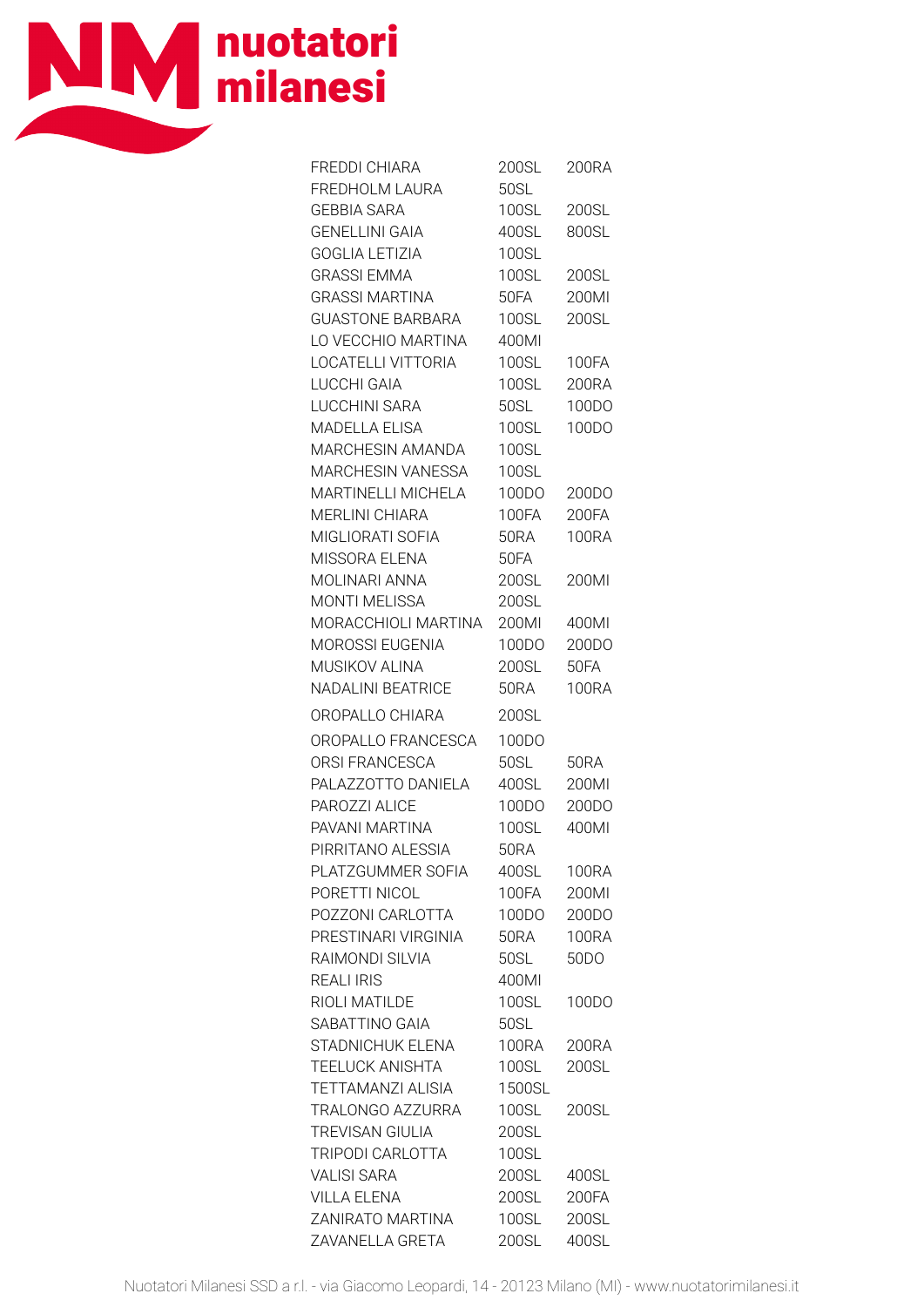| | | |
|---|---|---|
| FREDDI CHIARA | 200SL | 200RA |
| FREDHOLM LAURA | 50SL | |
| GEBBIA SARA | 100SL | 200SL |
| GENELLINI GAIA | 400SL | 800SL |
| GOGLIA LETIZIA | 100SL | |
| GRASSI EMMA | 100SL | 200SL |
| GRASSI MARTINA | 50FA | 200MI |
| GUASTONE BARBARA | 100SL | 200SL |
| LO VECCHIO MARTINA | 400MI | |
| LOCATELLI VITTORIA | 100SL | 100FA |
| LUCCHI GAIA | 100SL | 200RA |
| LUCCHINI SARA | 50SL | 100DO |
| MADELLA ELISA | 100SL | 100DO |
| MARCHESIN AMANDA | 100SL | |
| MARCHESIN VANESSA | 100SL | |
| MARTINELLI MICHELA | 100DO | 200DO |
| MERLINI CHIARA | 100FA | 200FA |
| MIGLIORATI SOFIA | 50RA | 100RA |
| MISSORA ELENA | 50FA | |
| MOLINARI ANNA | 200SL | 200MI |
| MONTI MELISSA | 200SL | |
| MORACCHIOLI MARTINA | 200MI | 400MI |
| MOROSSI EUGENIA | 100DO | 200DO |
| MUSIKOV ALINA | 200SL | 50FA |
| NADALINI BEATRICE | 50RA | 100RA |
| OROPALLO CHIARA | 200SL | |
| OROPALLO FRANCESCA | 100DO | |
| ORSI FRANCESCA | 50SL | 50RA |
| PALAZZOTTO DANIELA | 400SL | 200MI |
| PAROZZI ALICE | 100DO | 200DO |
| PAVANI MARTINA | 100SL | 400MI |
| PIRRITANO ALESSIA | 50RA | |
| PLATZGUMMER SOFIA | 400SL | 100RA |
| PORETTI NICOL | 100FA | 200MI |
| POZZONI CARLOTTA | 100DO | 200DO |
| PRESTINARI VIRGINIA | 50RA | 100RA |
| RAIMONDI SILVIA | 50SL | 50DO |
| REALI IRIS | 400MI | |
| RIOLI MATILDE | 100SL | 100DO |
| SABATTINO GAIA | 50SL | |
| STADNICHUK ELENA | 100RA | 200RA |
| TEELUCK ANISHTA | 100SL | 200SL |
| TETTAMANZI ALISIA | 1500SL | |
| TRALONGO AZZURRA | 100SL | 200SL |
| TREVISAN GIULIA | 200SL | |
| TRIPODI CARLOTTA | 100SL | |
| VALISI SARA | 200SL | 400SL |
| VILLA ELENA | 200SL | 200FA |
| ZANIRATO MARTINA | 100SL | 200SL |
| ZAVANELLA GRETA | 200SL | 400SL |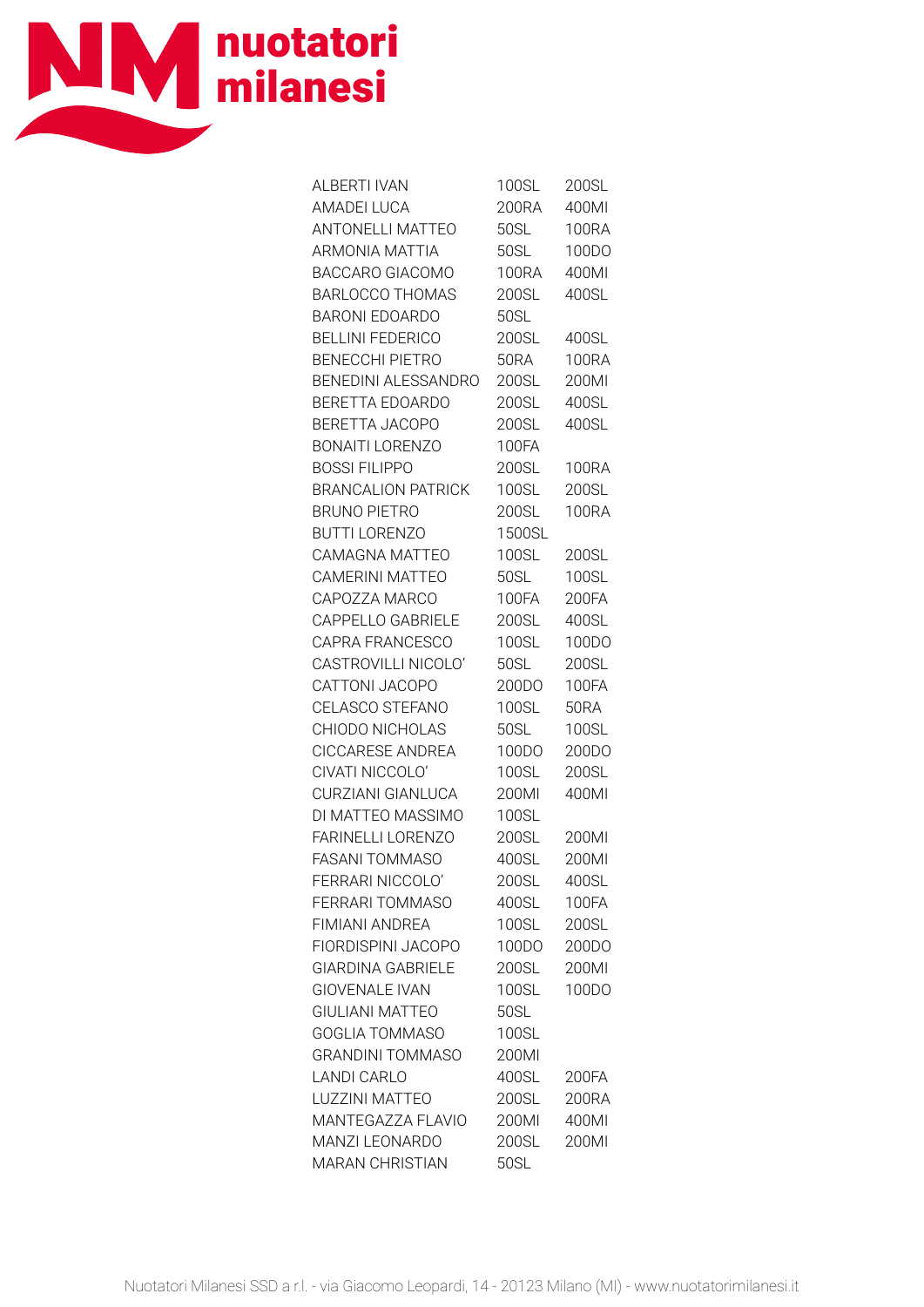| | | |
|---|---|---|
| ALBERTI IVAN | 100SL | 200SL |
| AMADEI LUCA | 200RA | 400MI |
| ANTONELLI MATTEO | 50SL | 100RA |
| ARMONIA MATTIA | 50SL | 100DO |
| BACCARO GIACOMO | 100RA | 400MI |
| BARLOCCO THOMAS | 200SL | 400SL |
| BARONI EDOARDO | 50SL | |
| BELLINI FEDERICO | 200SL | 400SL |
| BENECCHI PIETRO | 50RA | 100RA |
| BENEDINI ALESSANDRO | 200SL | 200MI |
| BERETTA EDOARDO | 200SL | 400SL |
| BERETTA JACOPO | 200SL | 400SL |
| BONAITI LORENZO | 100FA | |
| BOSSI FILIPPO | 200SL | 100RA |
| BRANCALION PATRICK | 100SL | 200SL |
| BRUNO PIETRO | 200SL | 100RA |
| BUTTI LORENZO | 1500SL | |
| CAMAGNA MATTEO | 100SL | 200SL |
| CAMERINI MATTEO | 50SL | 100SL |
| CAPOZZA MARCO | 100FA | 200FA |
| CAPPELLO GABRIELE | 200SL | 400SL |
| CAPRA FRANCESCO | 100SL | 100DO |
| CASTROVILLI NICOLO' | 50SL | 200SL |
| CATTONI JACOPO | 200DO | 100FA |
| CELASCO STEFANO | 100SL | 50RA |
| CHIODO NICHOLAS | 50SL | 100SL |
| CICCARESE ANDREA | 100DO | 200DO |
| CIVATI NICCOLO' | 100SL | 200SL |
| CURZIANI GIANLUCA | 200MI | 400MI |
| DI MATTEO MASSIMO | 100SL | |
| FARINELLI LORENZO | 200SL | 200MI |
| FASANI TOMMASO | 400SL | 200MI |
| FERRARI NICCOLO' | 200SL | 400SL |
| FERRARI TOMMASO | 400SL | 100FA |
| FIMIANI ANDREA | 100SL | 200SL |
| FIORDISPINI JACOPO | 100DO | 200DO |
| GIARDINA GABRIELE | 200SL | 200MI |
| GIOVENALE IVAN | 100SL | 100DO |
| GIULIANI MATTEO | 50SL | |
| GOGLIA TOMMASO | 100SL | |
| GRANDINI TOMMASO | 200MI | |
| LANDI CARLO | 400SL | 200FA |
| LUZZINI MATTEO | 200SL | 200RA |
| MANTEGAZZA FLAVIO | 200MI | 400MI |
| MANZI LEONARDO | 200SL | 200MI |
| MARAN CHRISTIAN | 50SL | |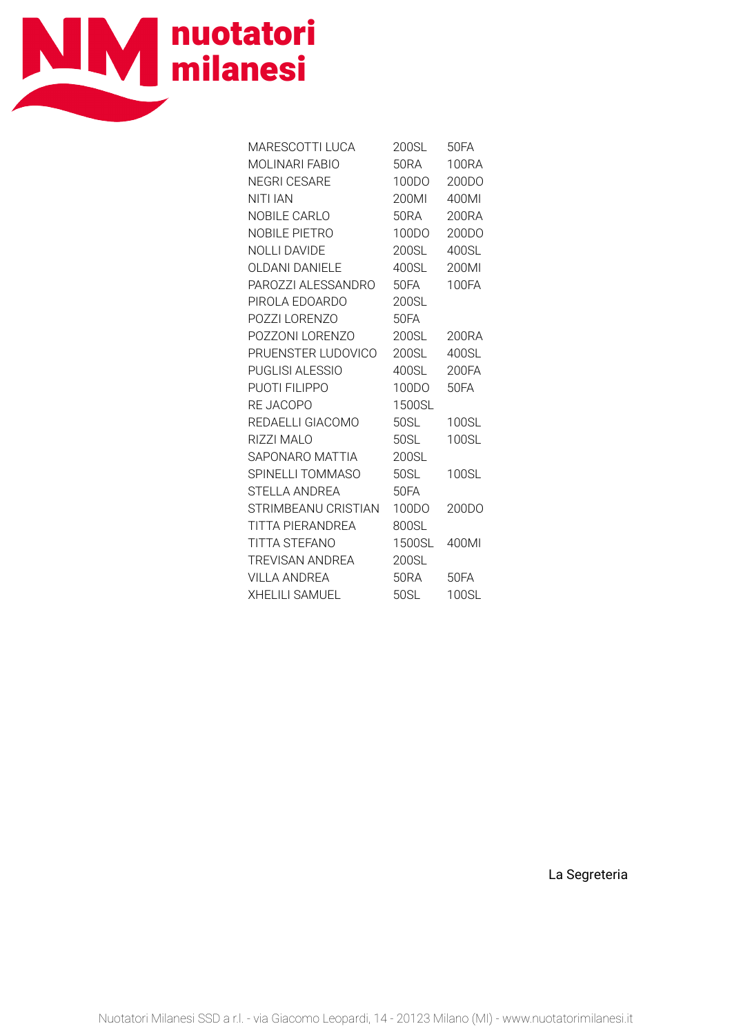| | | |
|---|---|---|
| MARESCOTTI LUCA | 200SL | 50FA |
| MOLINARI FABIO | 50RA | 100RA |
| NEGRI CESARE | 100DO | 200DO |
| NITI IAN | 200MI | 400MI |
| NOBILE CARLO | 50RA | 200RA |
| NOBILE PIETRO | 100DO | 200DO |
| NOLLI DAVIDE | 200SL | 400SL |
| OLDANI DANIELE | 400SL | 200MI |
| PAROZZI ALESSANDRO | 50FA | 100FA |
| PIROLA EDOARDO | 200SL | |
| POZZI LORENZO | 50FA | |
| POZZONI LORENZO | 200SL | 200RA |
| PRUENSTER LUDOVICO | 200SL | 400SL |
| PUGLISI ALESSIO | 400SL | 200FA |
| PUOTI FILIPPO | 100DO | 50FA |
| RE JACOPO | 1500SL | |
| REDAELLI GIACOMO | 50SL | 100SL |
| RIZZI MALO | 50SL | 100SL |
| SAPONARO MATTIA | 200SL | |
| SPINELLI TOMMASO | 50SL | 100SL |
| STELLA ANDREA | 50FA | |
| STRIMBEANU CRISTIAN | 100DO | 200DO |
| TITTA PIERANDREA | 800SL | |
| TITTA STEFANO | 1500SL | 400MI |
| TREVISAN ANDREA | 200SL | |
| VILLA ANDREA | 50RA | 50FA |
| XHELILI SAMUEL | 50SL | 100SL |

La Segreteria